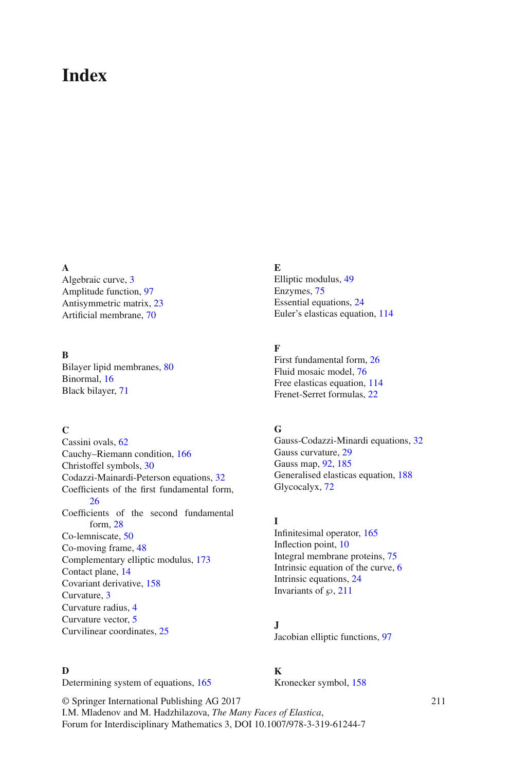# Index

**A**
Algebraic curve, 3
Amplitude function, 97
Antisymmetric matrix, 23
Artificial membrane, 70

**B**
Bilayer lipid membranes, 80
Binormal, 16
Black bilayer, 71

**C**
Cassini ovals, 62
Cauchy–Riemann condition, 166
Christoffel symbols, 30
Codazzi-Mainardi-Peterson equations, 32
Coefficients of the first fundamental form, 26
Coefficients of the second fundamental form, 28
Co-lemniscate, 50
Co-moving frame, 48
Complementary elliptic modulus, 173
Contact plane, 14
Covariant derivative, 158
Curvature, 3
Curvature radius, 4
Curvature vector, 5
Curvilinear coordinates, 25

**D**
Determining system of equations, 165

**E**
Elliptic modulus, 49
Enzymes, 75
Essential equations, 24
Euler's elasticas equation, 114

**F**
First fundamental form, 26
Fluid mosaic model, 76
Free elasticas equation, 114
Frenet-Serret formulas, 22

**G**
Gauss-Codazzi-Minardi equations, 32
Gauss curvature, 29
Gauss map, 92, 185
Generalised elasticas equation, 188
Glycocalyx, 72

**I**
Infinitesimal operator, 165
Inflection point, 10
Integral membrane proteins, 75
Intrinsic equation of the curve, 6
Intrinsic equations, 24
Invariants of $\wp$, 211

**J**
Jacobian elliptic functions, 97

**K**
Kronecker symbol, 158

© Springer International Publishing AG 2017
I.M. Mladenov and M. Hadzhilazova, *The Many Faces of Elastica*,
Forum for Interdisciplinary Mathematics 3, DOI 10.1007/978-3-319-61244-7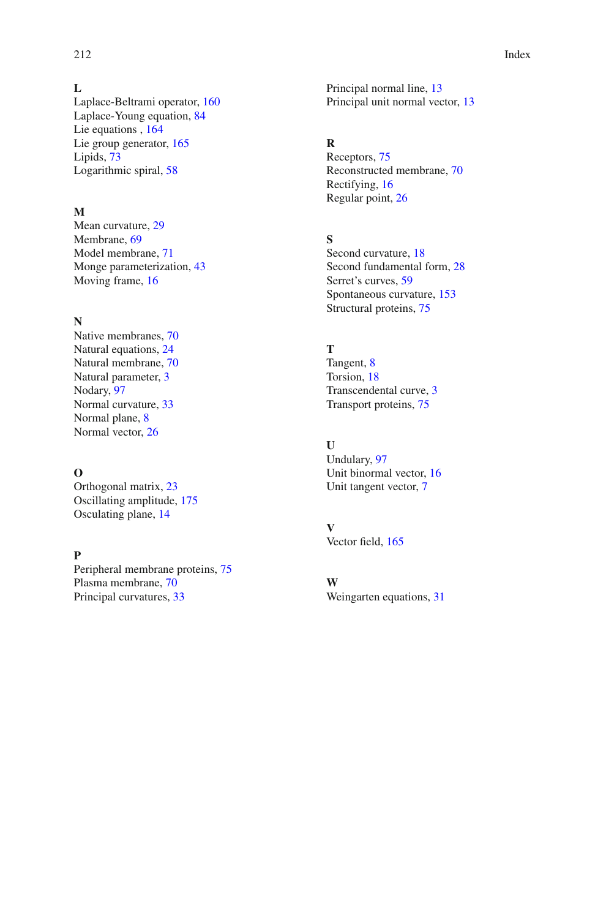**L**
Laplace-Beltrami operator, 160
Laplace-Young equation, 84
Lie equations , 164
Lie group generator, 165
Lipids, 73
Logarithmic spiral, 58

**M**
Mean curvature, 29
Membrane, 69
Model membrane, 71
Monge parameterization, 43
Moving frame, 16

**N**
Native membranes, 70
Natural equations, 24
Natural membrane, 70
Natural parameter, 3
Nodary, 97
Normal curvature, 33
Normal plane, 8
Normal vector, 26

**O**
Orthogonal matrix, 23
Oscillating amplitude, 175
Osculating plane, 14

**P**
Peripheral membrane proteins, 75
Plasma membrane, 70
Principal curvatures, 33
Principal normal line, 13
Principal unit normal vector, 13

**R**
Receptors, 75
Reconstructed membrane, 70
Rectifying, 16
Regular point, 26

**S**
Second curvature, 18
Second fundamental form, 28
Serret's curves, 59
Spontaneous curvature, 153
Structural proteins, 75

**T**
Tangent, 8
Torsion, 18
Transcendental curve, 3
Transport proteins, 75

**U**
Undulary, 97
Unit binormal vector, 16
Unit tangent vector, 7

**V**
Vector field, 165

**W**
Weingarten equations, 31